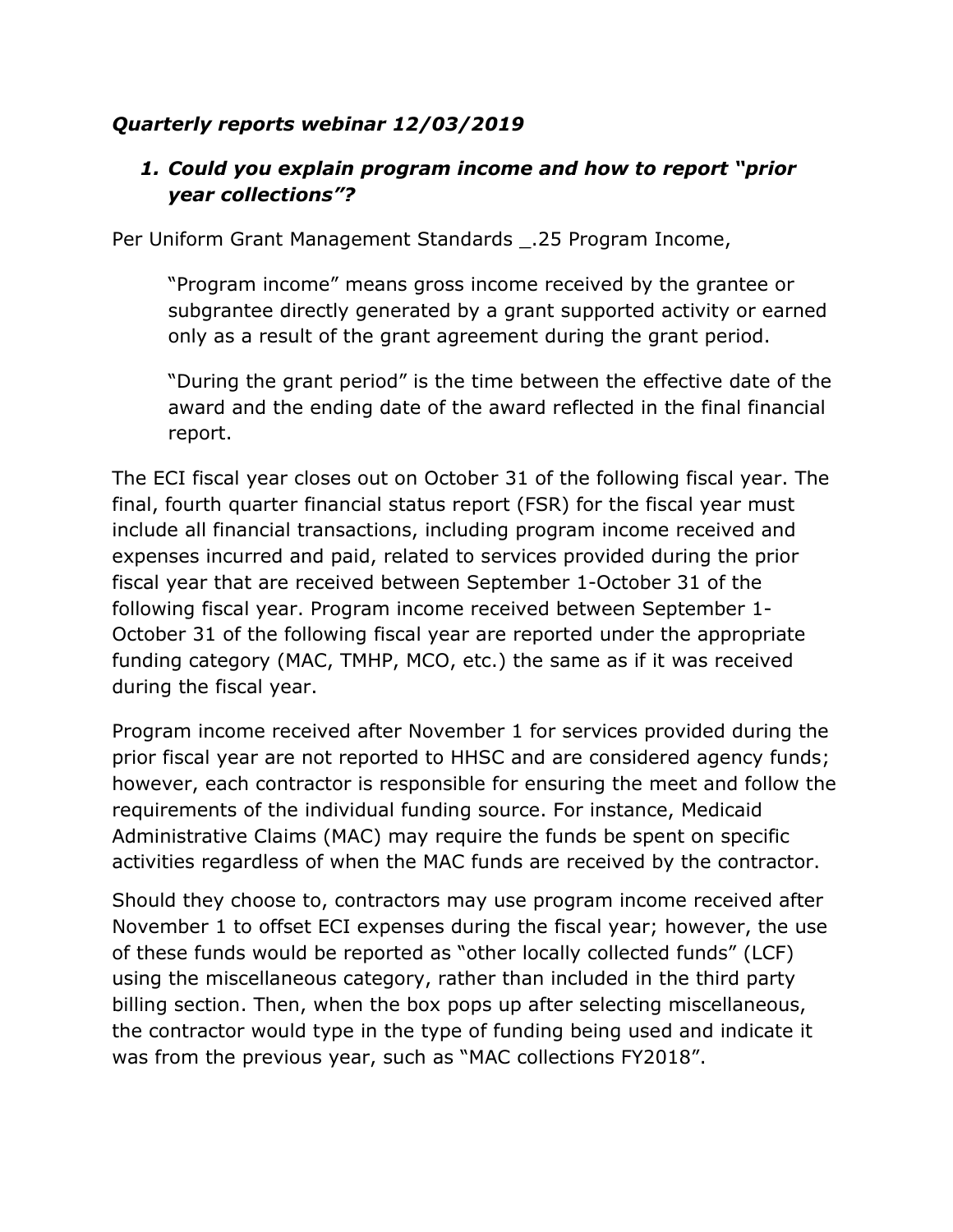***Quarterly reports webinar 12/03/2019***

1. ***Could you explain program income and how to report "prior year collections"?***

Per Uniform Grant Management Standards _.25 Program Income,

> "Program income" means gross income received by the grantee or subgrantee directly generated by a grant supported activity or earned only as a result of the grant agreement during the grant period.
>
> "During the grant period" is the time between the effective date of the award and the ending date of the award reflected in the final financial report.

The ECI fiscal year closes out on October 31 of the following fiscal year. The final, fourth quarter financial status report (FSR) for the fiscal year must include all financial transactions, including program income received and expenses incurred and paid, related to services provided during the prior fiscal year that are received between September 1-October 31 of the following fiscal year. Program income received between September 1-October 31 of the following fiscal year are reported under the appropriate funding category (MAC, TMHP, MCO, etc.) the same as if it was received during the fiscal year.

Program income received after November 1 for services provided during the prior fiscal year are not reported to HHSC and are considered agency funds; however, each contractor is responsible for ensuring the meet and follow the requirements of the individual funding source. For instance, Medicaid Administrative Claims (MAC) may require the funds be spent on specific activities regardless of when the MAC funds are received by the contractor.

Should they choose to, contractors may use program income received after November 1 to offset ECI expenses during the fiscal year; however, the use of these funds would be reported as "other locally collected funds" (LCF) using the miscellaneous category, rather than included in the third party billing section. Then, when the box pops up after selecting miscellaneous, the contractor would type in the type of funding being used and indicate it was from the previous year, such as "MAC collections FY2018".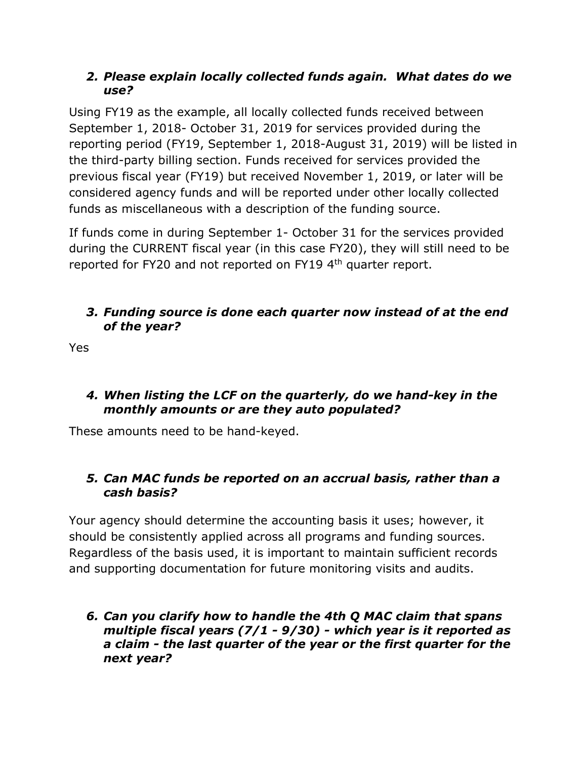### 2. *Please explain locally collected funds again. What dates do we use?*

Using FY19 as the example, all locally collected funds received between September 1, 2018- October 31, 2019 for services provided during the reporting period (FY19, September 1, 2018-August 31, 2019) will be listed in the third-party billing section. Funds received for services provided the previous fiscal year (FY19) but received November 1, 2019, or later will be considered agency funds and will be reported under other locally collected funds as miscellaneous with a description of the funding source.

If funds come in during September 1- October 31 for the services provided during the CURRENT fiscal year (in this case FY20), they will still need to be reported for FY20 and not reported on FY19 4th quarter report.

### 3. *Funding source is done each quarter now instead of at the end of the year?*

Yes

### 4. *When listing the LCF on the quarterly, do we hand-key in the monthly amounts or are they auto populated?*

These amounts need to be hand-keyed.

### 5. *Can MAC funds be reported on an accrual basis, rather than a cash basis?*

Your agency should determine the accounting basis it uses; however, it should be consistently applied across all programs and funding sources. Regardless of the basis used, it is important to maintain sufficient records and supporting documentation for future monitoring visits and audits.

### 6. *Can you clarify how to handle the 4th Q MAC claim that spans multiple fiscal years (7/1 - 9/30) - which year is it reported as a claim - the last quarter of the year or the first quarter for the next year?*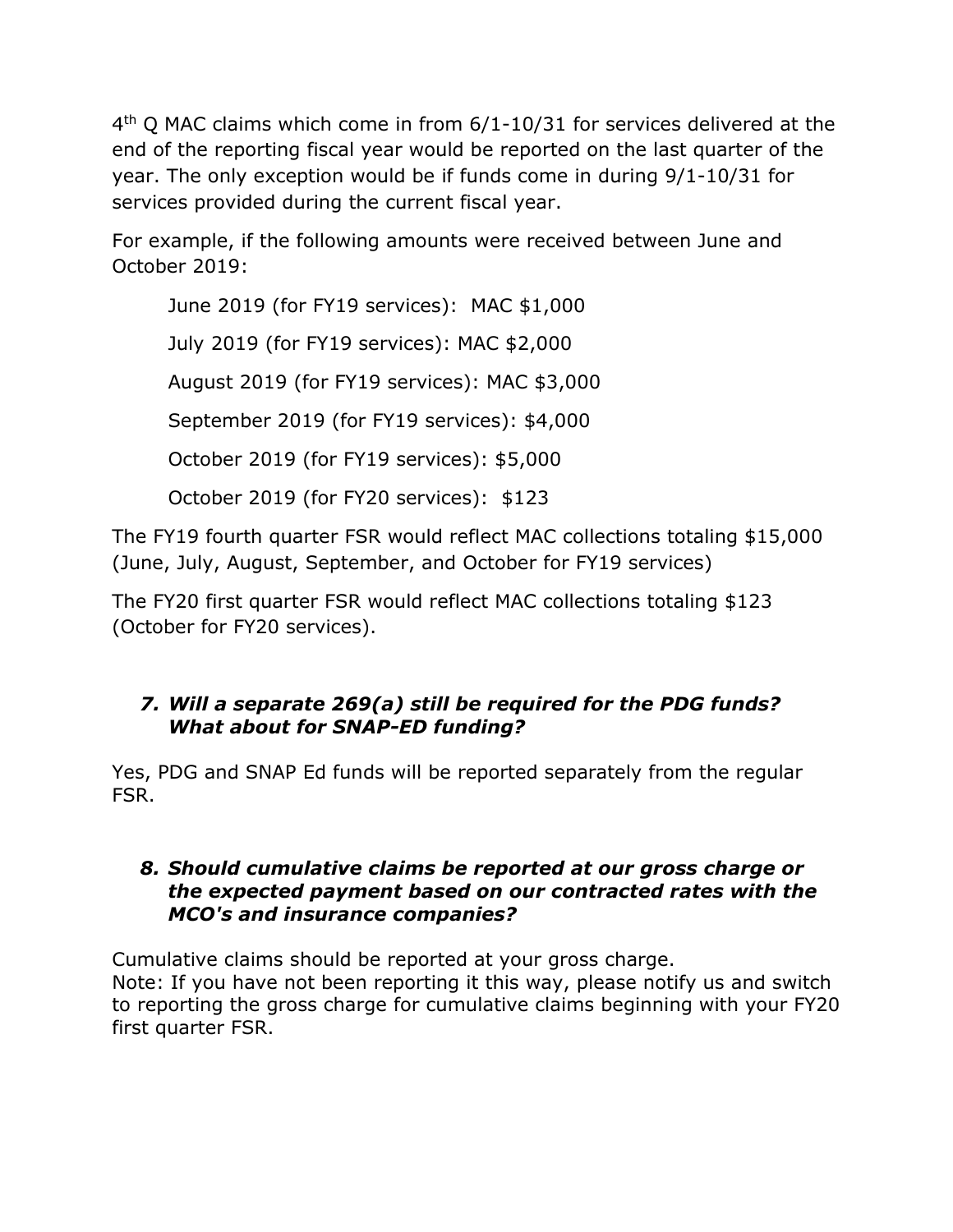4th Q MAC claims which come in from 6/1-10/31 for services delivered at the end of the reporting fiscal year would be reported on the last quarter of the year. The only exception would be if funds come in during 9/1-10/31 for services provided during the current fiscal year.

For example, if the following amounts were received between June and October 2019:

> June 2019 (for FY19 services): MAC $1,000
>
> July 2019 (for FY19 services): MAC $2,000
>
> August 2019 (for FY19 services): MAC $3,000
>
> September 2019 (for FY19 services): $4,000
>
> October 2019 (for FY19 services): $5,000
>
> October 2019 (for FY20 services): $123

The FY19 fourth quarter FSR would reflect MAC collections totaling $15,000 (June, July, August, September, and October for FY19 services)

The FY20 first quarter FSR would reflect MAC collections totaling $123 (October for FY20 services).

### *7. Will a separate 269(a) still be required for the PDG funds? What about for SNAP-ED funding?*

Yes, PDG and SNAP Ed funds will be reported separately from the regular FSR.

### *8. Should cumulative claims be reported at our gross charge or the expected payment based on our contracted rates with the MCO's and insurance companies?*

Cumulative claims should be reported at your gross charge.
Note: If you have not been reporting it this way, please notify us and switch to reporting the gross charge for cumulative claims beginning with your FY20 first quarter FSR.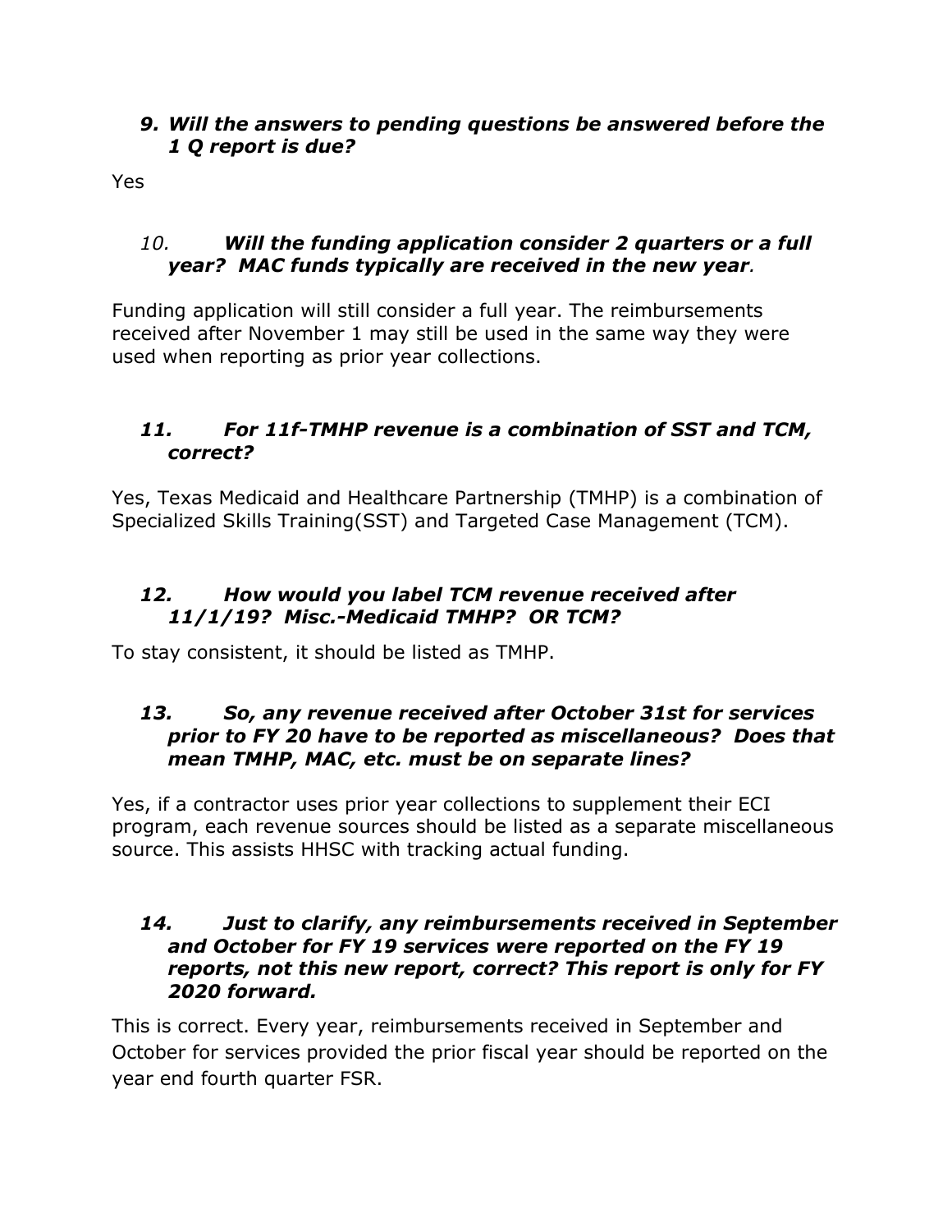### *9. Will the answers to pending questions be answered before the 1 Q report is due?*

Yes

### *10. Will the funding application consider 2 quarters or a full year? MAC funds typically are received in the new year.*

Funding application will still consider a full year. The reimbursements received after November 1 may still be used in the same way they were used when reporting as prior year collections.

### *11. For 11f-TMHP revenue is a combination of SST and TCM, correct?*

Yes, Texas Medicaid and Healthcare Partnership (TMHP) is a combination of Specialized Skills Training(SST) and Targeted Case Management (TCM).

### *12. How would you label TCM revenue received after 11/1/19? Misc.-Medicaid TMHP? OR TCM?*

To stay consistent, it should be listed as TMHP.

### *13. So, any revenue received after October 31st for services prior to FY 20 have to be reported as miscellaneous? Does that mean TMHP, MAC, etc. must be on separate lines?*

Yes, if a contractor uses prior year collections to supplement their ECI program, each revenue sources should be listed as a separate miscellaneous source. This assists HHSC with tracking actual funding.

### *14. Just to clarify, any reimbursements received in September and October for FY 19 services were reported on the FY 19 reports, not this new report, correct? This report is only for FY 2020 forward.*

This is correct. Every year, reimbursements received in September and October for services provided the prior fiscal year should be reported on the year end fourth quarter FSR.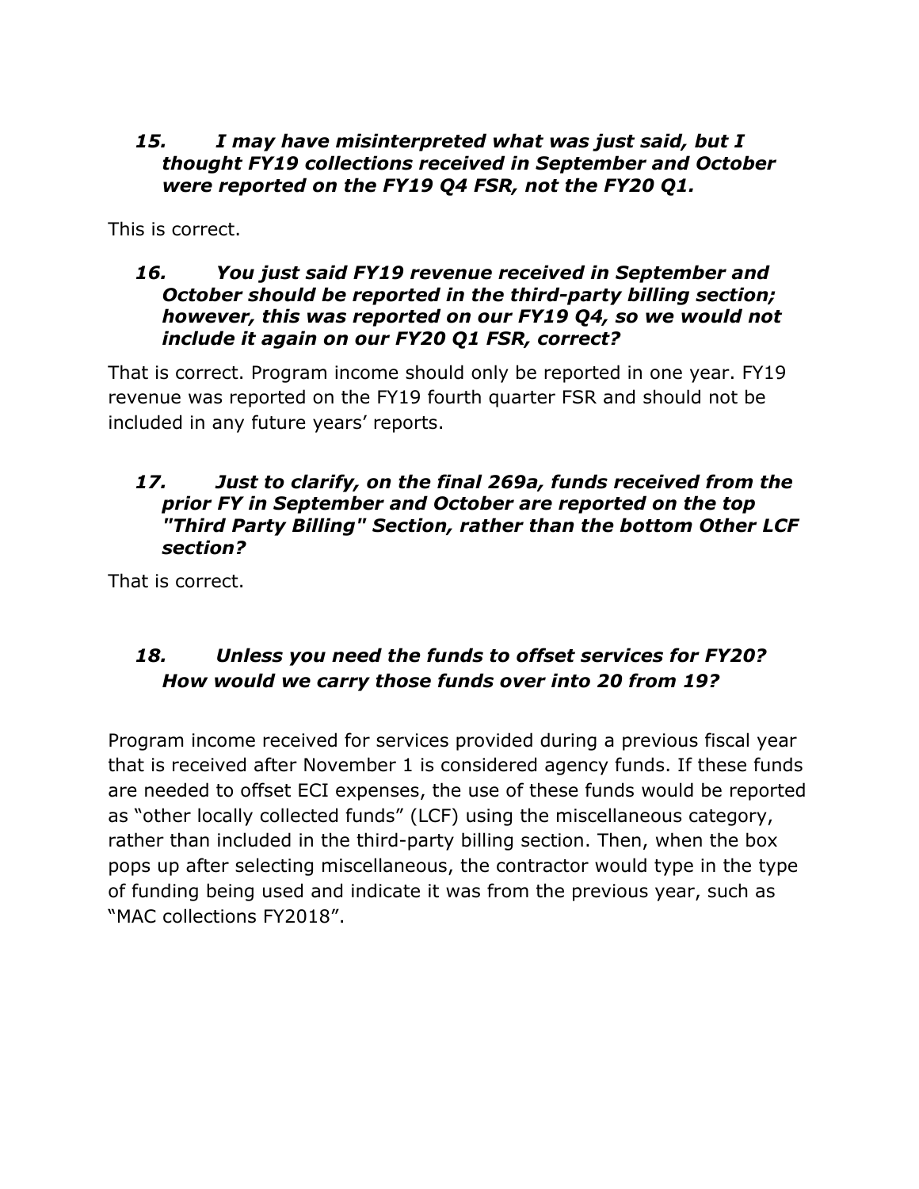***15. I may have misinterpreted what was just said, but I thought FY19 collections received in September and October were reported on the FY19 Q4 FSR, not the FY20 Q1.***

This is correct.

***16. You just said FY19 revenue received in September and October should be reported in the third-party billing section; however, this was reported on our FY19 Q4, so we would not include it again on our FY20 Q1 FSR, correct?***

That is correct. Program income should only be reported in one year. FY19 revenue was reported on the FY19 fourth quarter FSR and should not be included in any future years' reports.

***17. Just to clarify, on the final 269a, funds received from the prior FY in September and October are reported on the top "Third Party Billing" Section, rather than the bottom Other LCF section?***

That is correct.

***18. Unless you need the funds to offset services for FY20? How would we carry those funds over into 20 from 19?***

Program income received for services provided during a previous fiscal year that is received after November 1 is considered agency funds. If these funds are needed to offset ECI expenses, the use of these funds would be reported as "other locally collected funds" (LCF) using the miscellaneous category, rather than included in the third-party billing section. Then, when the box pops up after selecting miscellaneous, the contractor would type in the type of funding being used and indicate it was from the previous year, such as "MAC collections FY2018".